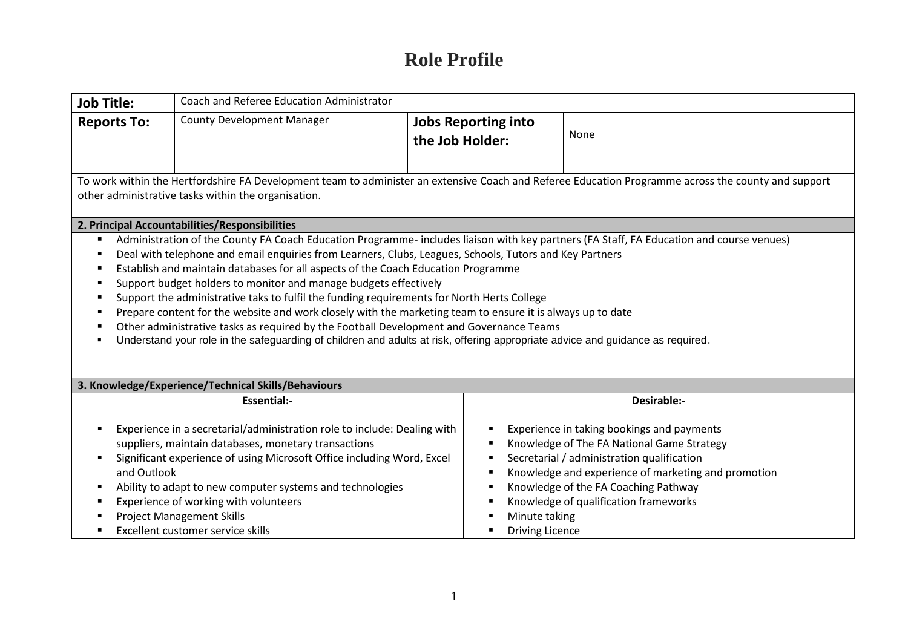# Role Profile

| **Job Title:** | Coach and Referee Education Administrator | | |
|---|---|---|---|
| **Reports To:** | County Development Manager | **Jobs Reporting into the Job Holder:** | None |

To work within the Hertfordshire FA Development team to administer an extensive Coach and Referee Education Programme across the county and support other administrative tasks within the organisation.

## 2. Principal Accountabilities/Responsibilities

- Administration of the County FA Coach Education Programme- includes liaison with key partners (FA Staff, FA Education and course venues)
- Deal with telephone and email enquiries from Learners, Clubs, Leagues, Schools, Tutors and Key Partners
- Establish and maintain databases for all aspects of the Coach Education Programme
- Support budget holders to monitor and manage budgets effectively
- Support the administrative taks to fulfil the funding requirements for North Herts College
- Prepare content for the website and work closely with the marketing team to ensure it is always up to date
- Other administrative tasks as required by the Football Development and Governance Teams
- Understand your role in the safeguarding of children and adults at risk, offering appropriate advice and guidance as required.

## 3. Knowledge/Experience/Technical Skills/Behaviours

| Essential:- | Desirable:- |
|---|---|
| Experience in a secretarial/administration role to include: Dealing with suppliers, maintain databases, monetary transactions | Experience in taking bookings and payments |
| Significant experience of using Microsoft Office including Word, Excel and Outlook | Knowledge of The FA National Game Strategy |
| Ability to adapt to new computer systems and technologies | Secretarial / administration qualification |
| Experience of working with volunteers | Knowledge and experience of marketing and promotion |
| Project Management Skills | Knowledge of the FA Coaching Pathway |
| Excellent customer service skills | Knowledge of qualification frameworks |
| | Minute taking |
| | Driving Licence |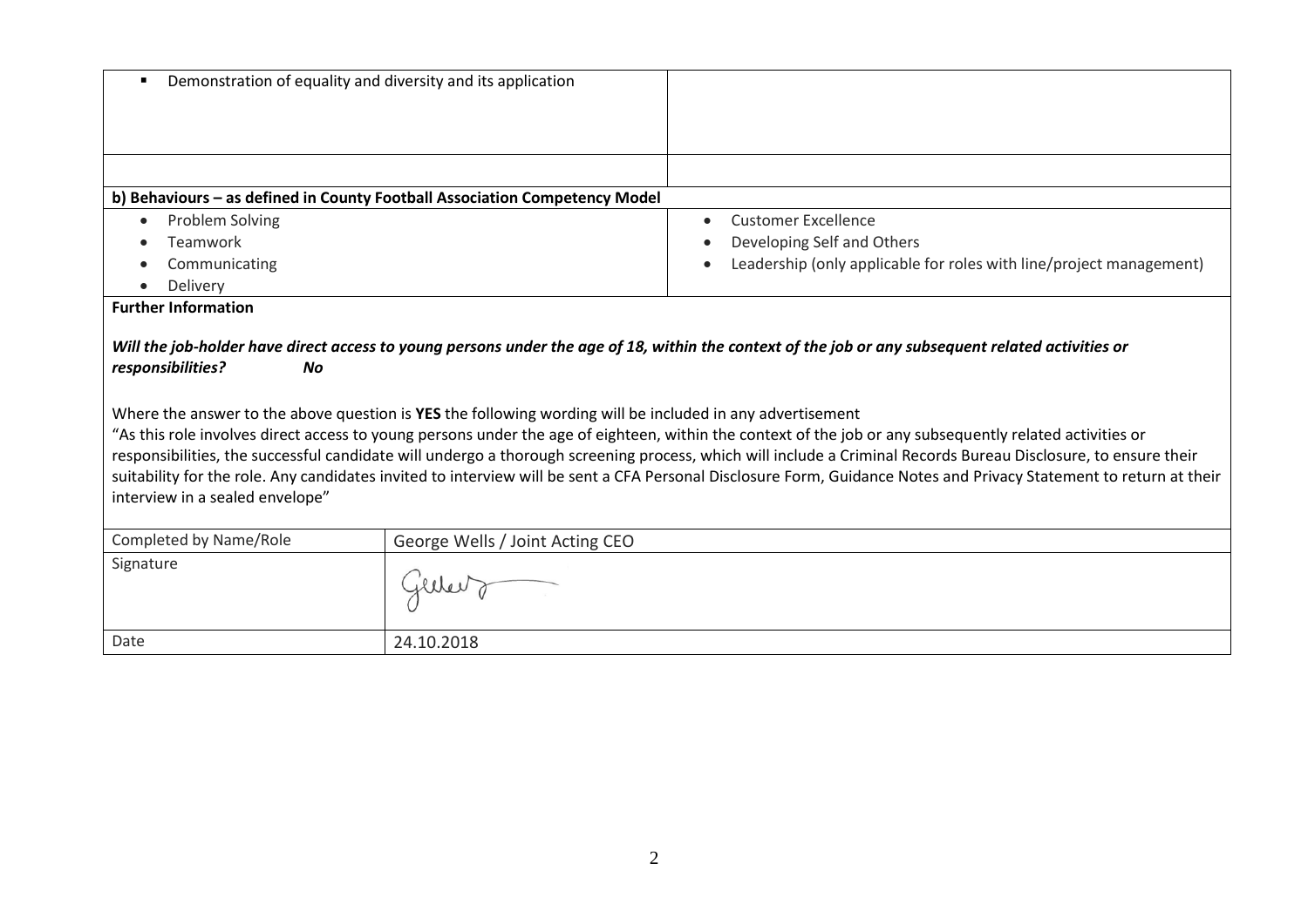| | |
|---|---|
| ▪ Demonstration of equality and diversity and its application | |
| | |

**b) Behaviours – as defined in County Football Association Competency Model**

| | |
|---|---|
| • Problem Solving<br>• Teamwork<br>• Communicating<br>• Delivery | • Customer Excellence<br>• Developing Self and Others<br>• Leadership (only applicable for roles with line/project management) |

**Further Information**

***Will the job-holder have direct access to young persons under the age of 18, within the context of the job or any subsequent related activities or responsibilities? No***

Where the answer to the above question is **YES** the following wording will be included in any advertisement
"As this role involves direct access to young persons under the age of eighteen, within the context of the job or any subsequently related activities or responsibilities, the successful candidate will undergo a thorough screening process, which will include a Criminal Records Bureau Disclosure, to ensure their suitability for the role. Any candidates invited to interview will be sent a CFA Personal Disclosure Form, Guidance Notes and Privacy Statement to return at their interview in a sealed envelope"

| | |
|---|---|
| Completed by Name/Role | George Wells / Joint Acting CEO |
| Signature | |
| Date | 24.10.2018 |